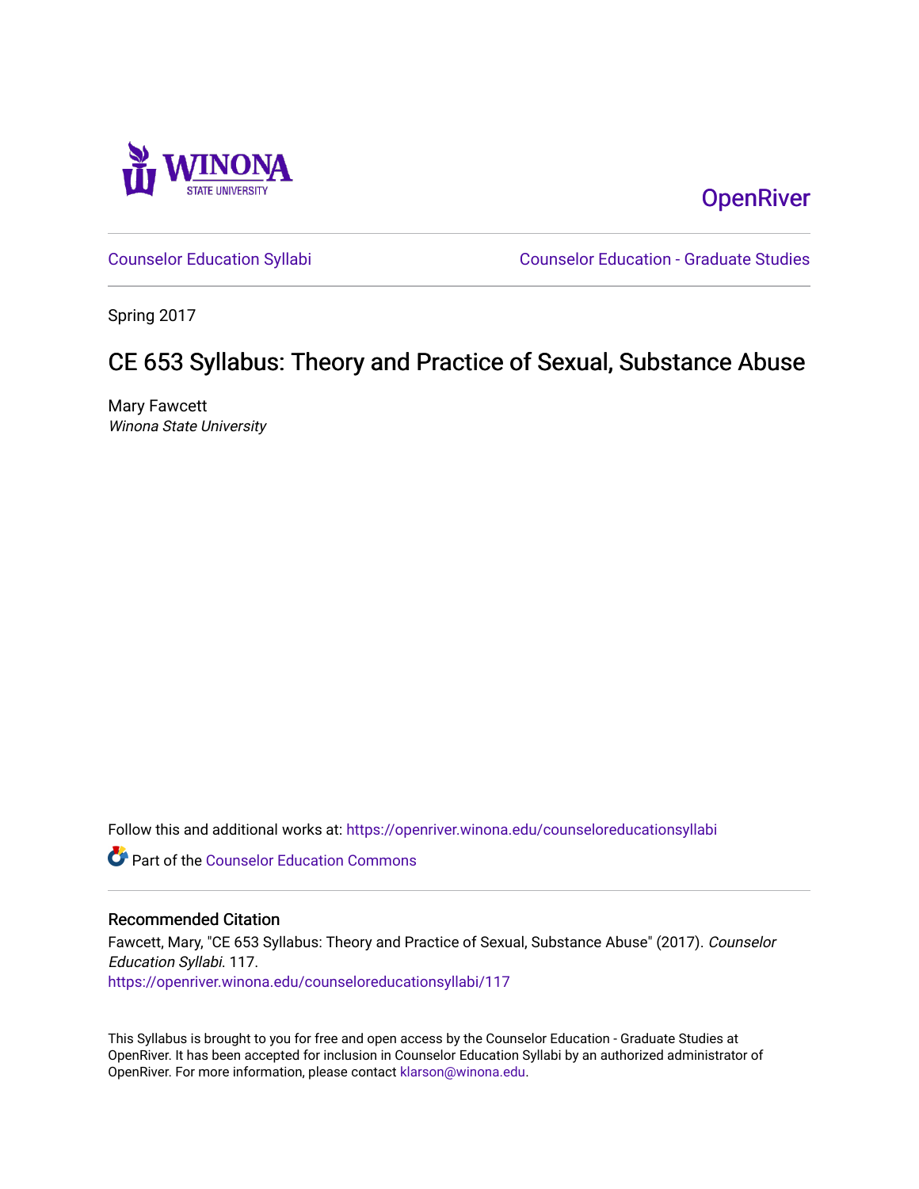Winona State University

OpenRiver

Counselor Education Syllabi | Counselor Education - Graduate Studies

Spring 2017

# CE 653 Syllabus: Theory and Practice of Sexual, Substance Abuse

Mary Fawcett
*Winona State University*

Follow this and additional works at: https://openriver.winona.edu/counseloreducationsyllabi

Part of the Counselor Education Commons

## Recommended Citation

Fawcett, Mary, "CE 653 Syllabus: Theory and Practice of Sexual, Substance Abuse" (2017). *Counselor Education Syllabi*. 117.
https://openriver.winona.edu/counseloreducationsyllabi/117

This Syllabus is brought to you for free and open access by the Counselor Education - Graduate Studies at OpenRiver. It has been accepted for inclusion in Counselor Education Syllabi by an authorized administrator of OpenRiver. For more information, please contact klarson@winona.edu.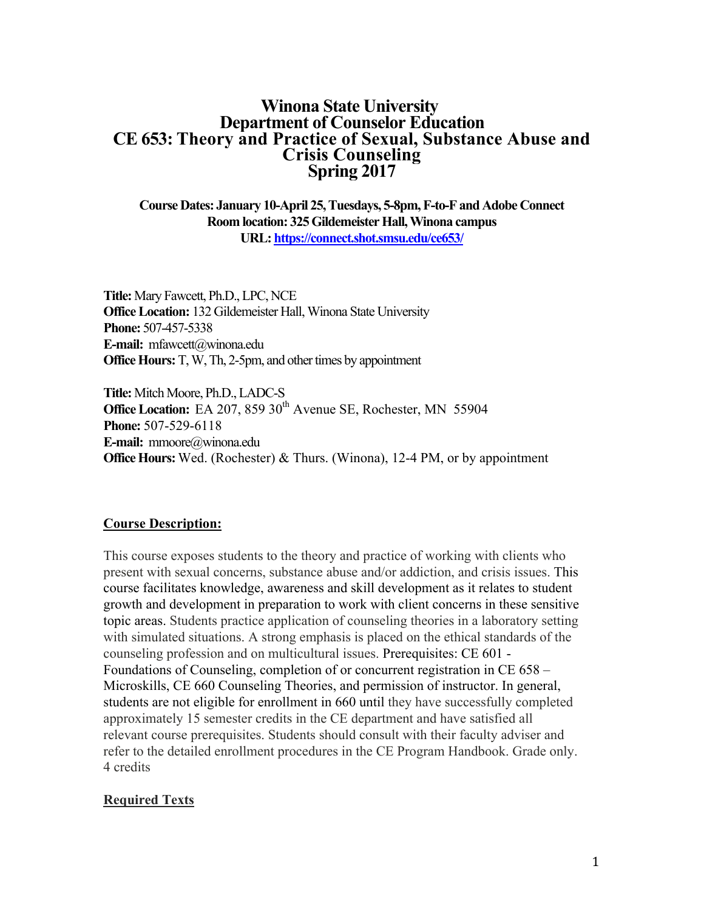# Winona State University
# Department of Counselor Education
# CE 653: Theory and Practice of Sexual, Substance Abuse and Crisis Counseling
# Spring 2017

**Course Dates: January 10-April 25, Tuesdays, 5-8pm, F-to-F and Adobe Connect**
**Room location: 325 Gildemeister Hall, Winona campus**
**URL: https://connect.shot.smsu.edu/ce653/**

**Title:** Mary Fawcett, Ph.D., LPC, NCE
**Office Location:** 132 Gildemeister Hall, Winona State University
**Phone:** 507-457-5338
**E-mail:** mfawcett@winona.edu
**Office Hours:** T, W, Th, 2-5pm, and other times by appointment

**Title:** Mitch Moore, Ph.D., LADC-S
**Office Location:** EA 207, 859 30th Avenue SE, Rochester, MN 55904
**Phone:** 507-529-6118
**E-mail:** mmoore@winona.edu
**Office Hours:** Wed. (Rochester) & Thurs. (Winona), 12-4 PM, or by appointment

## Course Description:

This course exposes students to the theory and practice of working with clients who present with sexual concerns, substance abuse and/or addiction, and crisis issues. This course facilitates knowledge, awareness and skill development as it relates to student growth and development in preparation to work with client concerns in these sensitive topic areas. Students practice application of counseling theories in a laboratory setting with simulated situations. A strong emphasis is placed on the ethical standards of the counseling profession and on multicultural issues. Prerequisites: CE 601 - Foundations of Counseling, completion of or concurrent registration in CE 658 – Microskills, CE 660 Counseling Theories, and permission of instructor. In general, students are not eligible for enrollment in 660 until they have successfully completed approximately 15 semester credits in the CE department and have satisfied all relevant course prerequisites. Students should consult with their faculty adviser and refer to the detailed enrollment procedures in the CE Program Handbook. Grade only. 4 credits

## Required Texts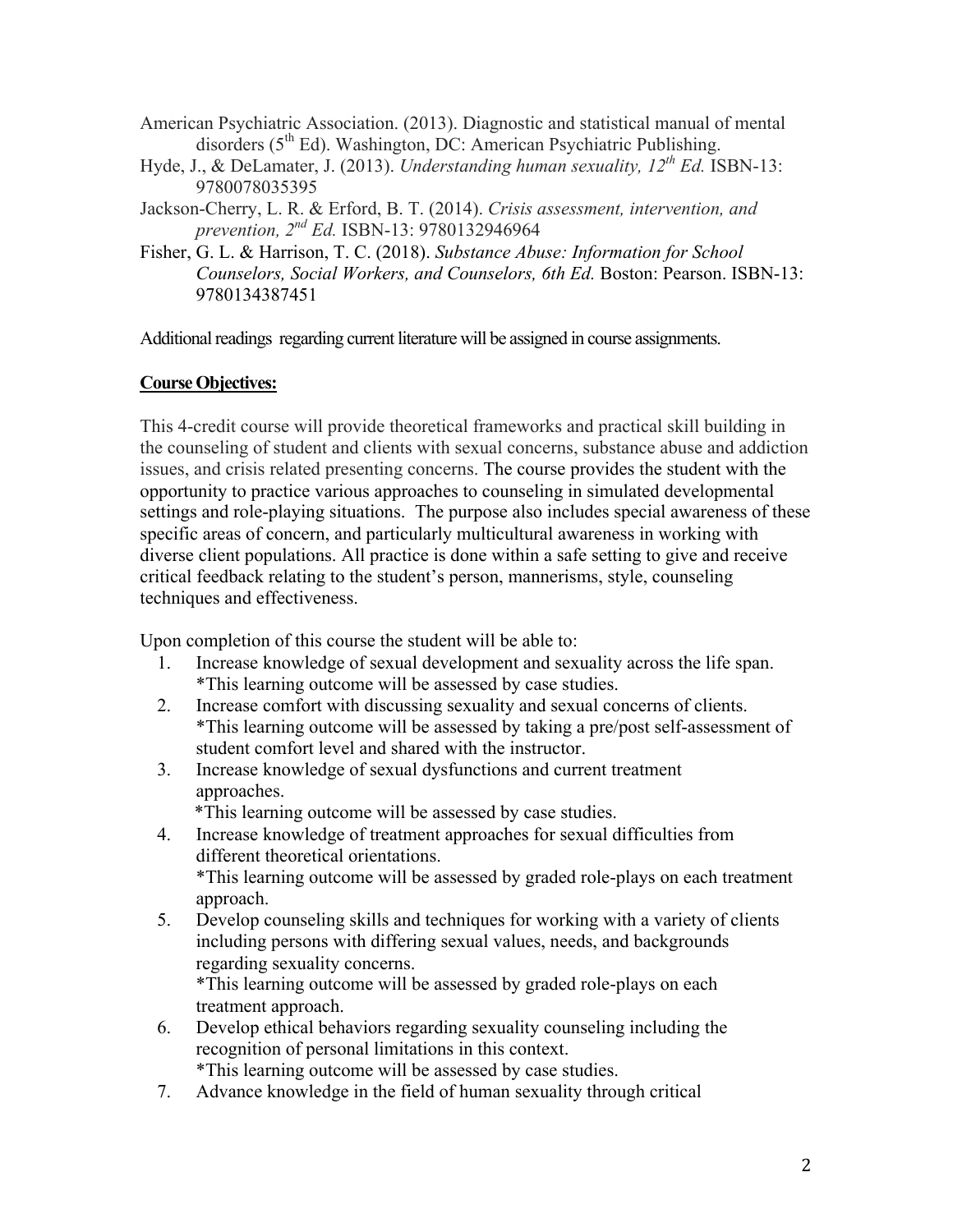American Psychiatric Association. (2013). Diagnostic and statistical manual of mental disorders (5th Ed). Washington, DC: American Psychiatric Publishing.

Hyde, J., & DeLamater, J. (2013). *Understanding human sexuality, 12th Ed.* ISBN-13: 9780078035395

Jackson-Cherry, L. R. & Erford, B. T. (2014). *Crisis assessment, intervention, and prevention, 2nd Ed.* ISBN-13: 9780132946964

Fisher, G. L. & Harrison, T. C. (2018). *Substance Abuse: Information for School Counselors, Social Workers, and Counselors, 6th Ed.* Boston: Pearson. ISBN-13: 9780134387451

Additional readings regarding current literature will be assigned in course assignments.

**Course Objectives:**

This 4-credit course will provide theoretical frameworks and practical skill building in the counseling of student and clients with sexual concerns, substance abuse and addiction issues, and crisis related presenting concerns. The course provides the student with the opportunity to practice various approaches to counseling in simulated developmental settings and role-playing situations. The purpose also includes special awareness of these specific areas of concern, and particularly multicultural awareness in working with diverse client populations. All practice is done within a safe setting to give and receive critical feedback relating to the student's person, mannerisms, style, counseling techniques and effectiveness.

Upon completion of this course the student will be able to:

1. Increase knowledge of sexual development and sexuality across the life span.
   *This learning outcome will be assessed by case studies.
2. Increase comfort with discussing sexuality and sexual concerns of clients.
   *This learning outcome will be assessed by taking a pre/post self-assessment of student comfort level and shared with the instructor.
3. Increase knowledge of sexual dysfunctions and current treatment approaches.
   *This learning outcome will be assessed by case studies.
4. Increase knowledge of treatment approaches for sexual difficulties from different theoretical orientations.
   *This learning outcome will be assessed by graded role-plays on each treatment approach.
5. Develop counseling skills and techniques for working with a variety of clients including persons with differing sexual values, needs, and backgrounds regarding sexuality concerns.
   *This learning outcome will be assessed by graded role-plays on each treatment approach.
6. Develop ethical behaviors regarding sexuality counseling including the recognition of personal limitations in this context.
   *This learning outcome will be assessed by case studies.
7. Advance knowledge in the field of human sexuality through critical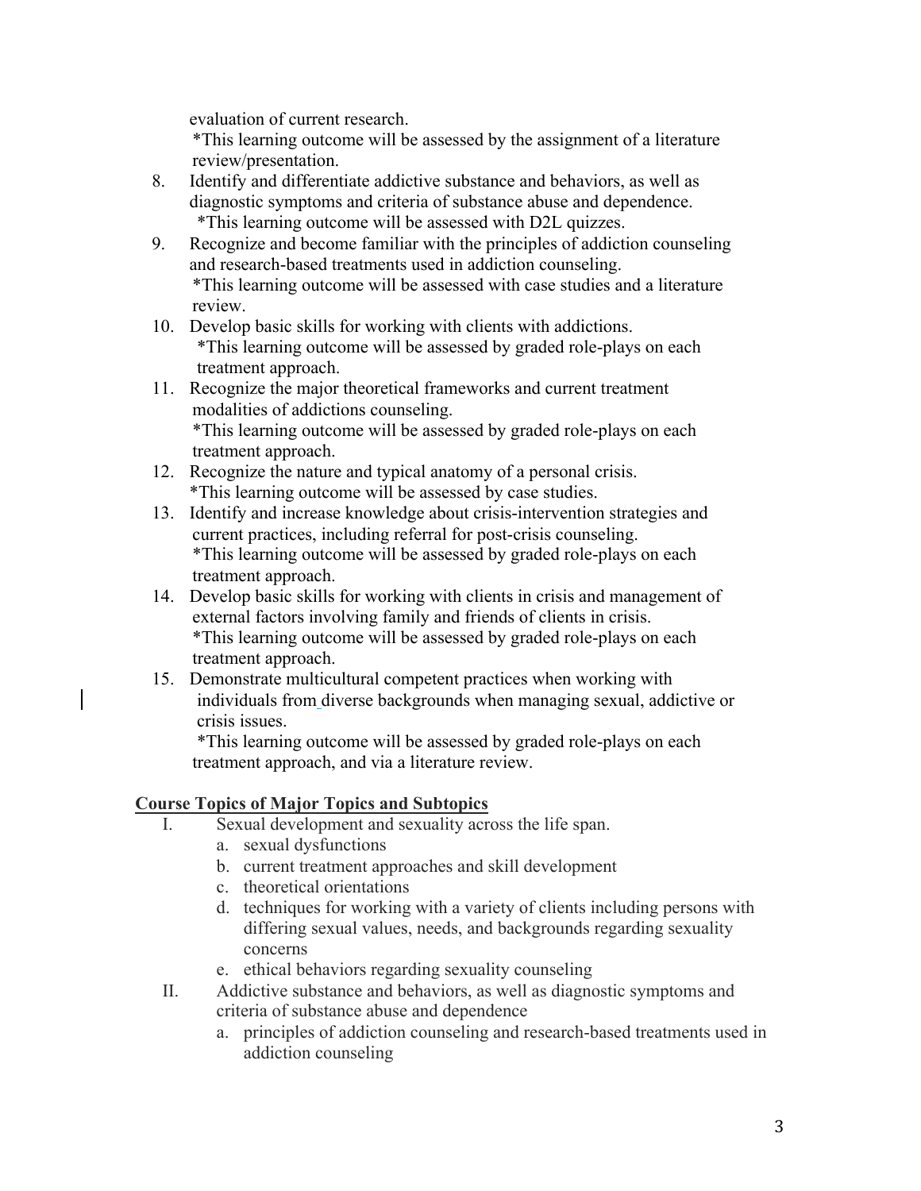evaluation of current research.
*This learning outcome will be assessed by the assignment of a literature review/presentation.

8. Identify and differentiate addictive substance and behaviors, as well as diagnostic symptoms and criteria of substance abuse and dependence.
   *This learning outcome will be assessed with D2L quizzes.
9. Recognize and become familiar with the principles of addiction counseling and research-based treatments used in addiction counseling.
   *This learning outcome will be assessed with case studies and a literature review.
10. Develop basic skills for working with clients with addictions.
    *This learning outcome will be assessed by graded role-plays on each treatment approach.
11. Recognize the major theoretical frameworks and current treatment modalities of addictions counseling.
    *This learning outcome will be assessed by graded role-plays on each treatment approach.
12. Recognize the nature and typical anatomy of a personal crisis.
    *This learning outcome will be assessed by case studies.
13. Identify and increase knowledge about crisis-intervention strategies and current practices, including referral for post-crisis counseling.
    *This learning outcome will be assessed by graded role-plays on each treatment approach.
14. Develop basic skills for working with clients in crisis and management of external factors involving family and friends of clients in crisis.
    *This learning outcome will be assessed by graded role-plays on each treatment approach.
15. Demonstrate multicultural competent practices when working with individuals from diverse backgrounds when managing sexual, addictive or crisis issues.
    *This learning outcome will be assessed by graded role-plays on each treatment approach, and via a literature review.

**Course Topics of Major Topics and Subtopics**

I. Sexual development and sexuality across the life span.
   a. sexual dysfunctions
   b. current treatment approaches and skill development
   c. theoretical orientations
   d. techniques for working with a variety of clients including persons with differing sexual values, needs, and backgrounds regarding sexuality concerns
   e. ethical behaviors regarding sexuality counseling

II. Addictive substance and behaviors, as well as diagnostic symptoms and criteria of substance abuse and dependence
   a. principles of addiction counseling and research-based treatments used in addiction counseling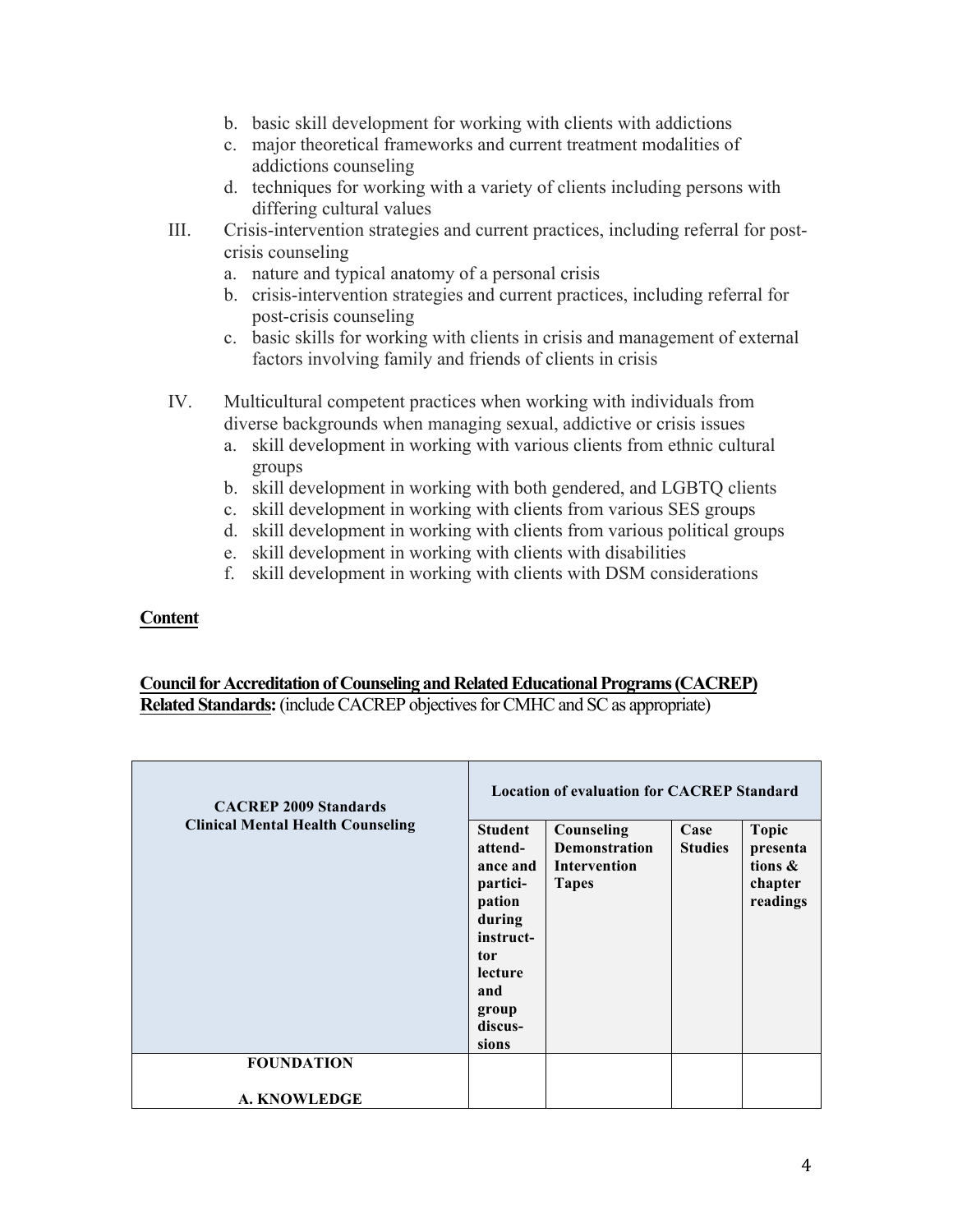b. basic skill development for working with clients with addictions
c. major theoretical frameworks and current treatment modalities of addictions counseling
d. techniques for working with a variety of clients including persons with differing cultural values

III. Crisis-intervention strategies and current practices, including referral for post-crisis counseling
   a. nature and typical anatomy of a personal crisis
   b. crisis-intervention strategies and current practices, including referral for post-crisis counseling
   c. basic skills for working with clients in crisis and management of external factors involving family and friends of clients in crisis

IV. Multicultural competent practices when working with individuals from diverse backgrounds when managing sexual, addictive or crisis issues
   a. skill development in working with various clients from ethnic cultural groups
   b. skill development in working with both gendered, and LGBTQ clients
   c. skill development in working with clients from various SES groups
   d. skill development in working with clients from various political groups
   e. skill development in working with clients with disabilities
   f. skill development in working with clients with DSM considerations

**Content**

**Council for Accreditation of Counseling and Related Educational Programs (CACREP) Related Standards:** (include CACREP objectives for CMHC and SC as appropriate)

| CACREP 2009 Standards Clinical Mental Health Counseling | Location of evaluation for CACREP Standard | | | |
|---|---|---|---|---|
| | Student attend-ance and partici-pation during instruct-tor lecture and group discus-sions | Counseling Demonstration Intervention Tapes | Case Studies | Topic presentations & chapter readings |
| **FOUNDATION**<br><br>**A. KNOWLEDGE** | | | | |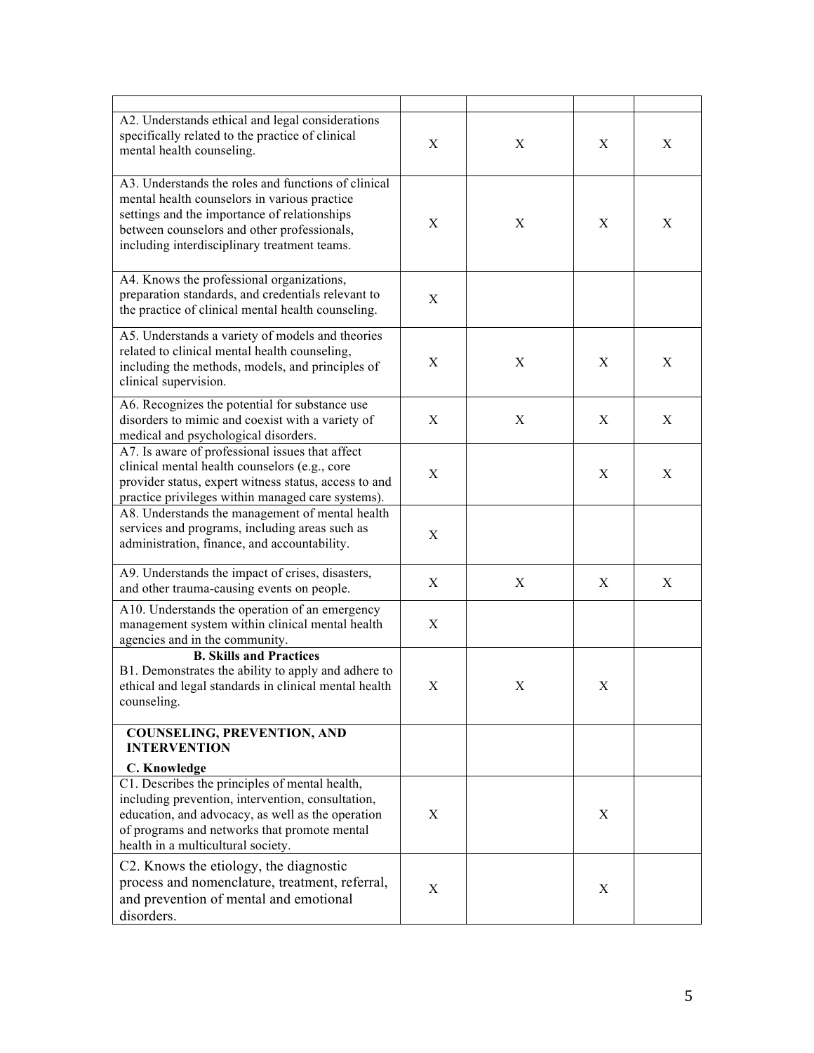| | | | | |
|---|---|---|---|---|
| A2. Understands ethical and legal considerations specifically related to the practice of clinical mental health counseling. | X | X | X | X |
| A3. Understands the roles and functions of clinical mental health counselors in various practice settings and the importance of relationships between counselors and other professionals, including interdisciplinary treatment teams. | X | X | X | X |
| A4. Knows the professional organizations, preparation standards, and credentials relevant to the practice of clinical mental health counseling. | X | | | |
| A5. Understands a variety of models and theories related to clinical mental health counseling, including the methods, models, and principles of clinical supervision. | X | X | X | X |
| A6. Recognizes the potential for substance use disorders to mimic and coexist with a variety of medical and psychological disorders. | X | X | X | X |
| A7. Is aware of professional issues that affect clinical mental health counselors (e.g., core provider status, expert witness status, access to and practice privileges within managed care systems). | X | | X | X |
| A8. Understands the management of mental health services and programs, including areas such as administration, finance, and accountability. | X | | | |
| A9. Understands the impact of crises, disasters, and other trauma-causing events on people. | X | X | X | X |
| A10. Understands the operation of an emergency management system within clinical mental health agencies and in the community. | X | | | |
| **B. Skills and Practices**<br>B1. Demonstrates the ability to apply and adhere to ethical and legal standards in clinical mental health counseling. | X | X | X | |
| **COUNSELING, PREVENTION, AND INTERVENTION**<br>**C. Knowledge** | | | | |
| C1. Describes the principles of mental health, including prevention, intervention, consultation, education, and advocacy, as well as the operation of programs and networks that promote mental health in a multicultural society. | X | | X | |
| C2. Knows the etiology, the diagnostic process and nomenclature, treatment, referral, and prevention of mental and emotional disorders. | X | | X | |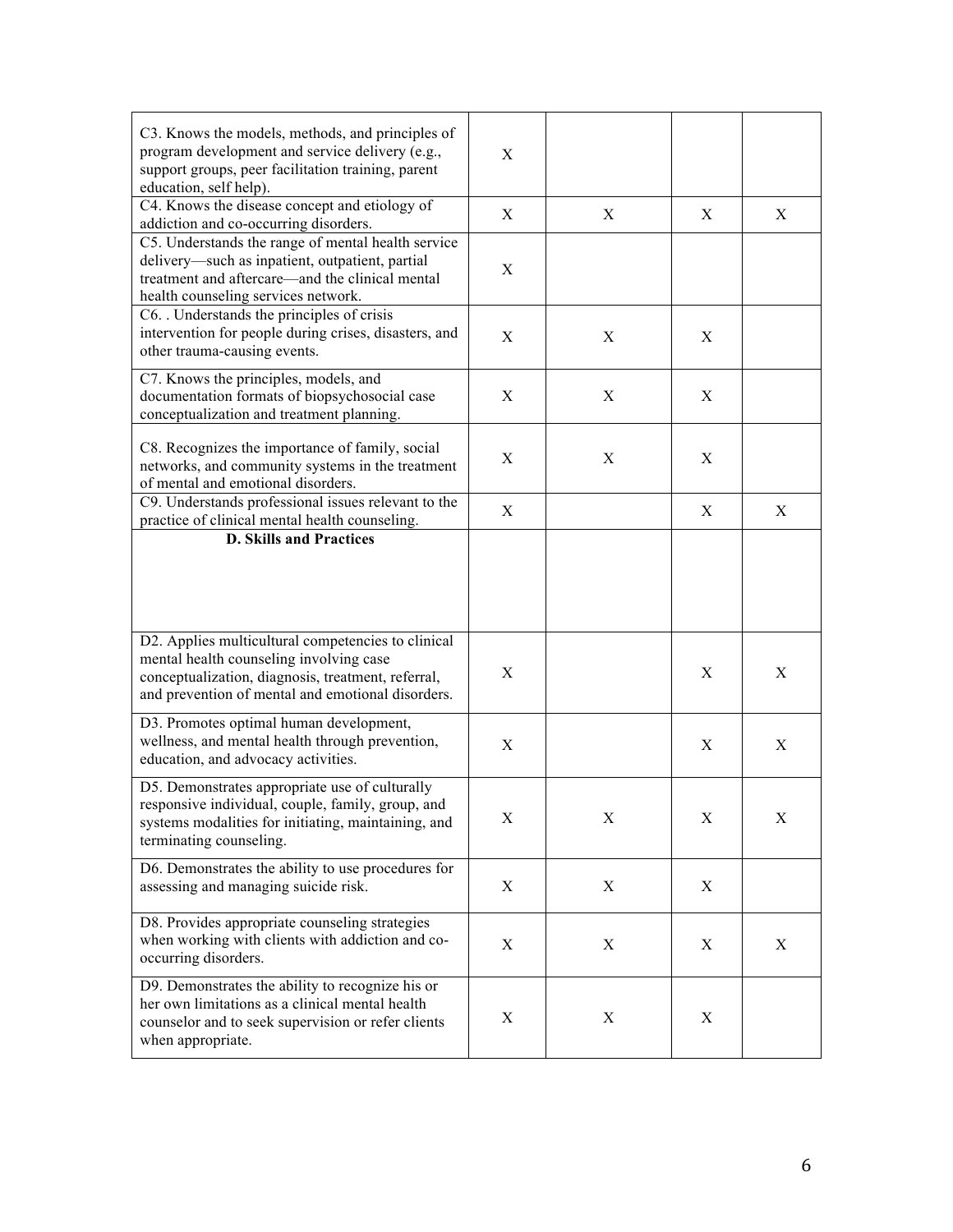| | | | | |
|---|---|---|---|---|
| C3. Knows the models, methods, and principles of program development and service delivery (e.g., support groups, peer facilitation training, parent education, self help). | X | | | |
| C4. Knows the disease concept and etiology of addiction and co-occurring disorders. | X | X | X | X |
| C5. Understands the range of mental health service delivery—such as inpatient, outpatient, partial treatment and aftercare—and the clinical mental health counseling services network. | X | | | |
| C6. . Understands the principles of crisis intervention for people during crises, disasters, and other trauma-causing events. | X | X | X | |
| C7. Knows the principles, models, and documentation formats of biopsychosocial case conceptualization and treatment planning. | X | X | X | |
| C8. Recognizes the importance of family, social networks, and community systems in the treatment of mental and emotional disorders. | X | X | X | |
| C9. Understands professional issues relevant to the practice of clinical mental health counseling. | X | | X | X |
| **D. Skills and Practices** | | | | |
| D2. Applies multicultural competencies to clinical mental health counseling involving case conceptualization, diagnosis, treatment, referral, and prevention of mental and emotional disorders. | X | | X | X |
| D3. Promotes optimal human development, wellness, and mental health through prevention, education, and advocacy activities. | X | | X | X |
| D5. Demonstrates appropriate use of culturally responsive individual, couple, family, group, and systems modalities for initiating, maintaining, and terminating counseling. | X | X | X | X |
| D6. Demonstrates the ability to use procedures for assessing and managing suicide risk. | X | X | X | |
| D8. Provides appropriate counseling strategies when working with clients with addiction and co-occurring disorders. | X | X | X | X |
| D9. Demonstrates the ability to recognize his or her own limitations as a clinical mental health counselor and to seek supervision or refer clients when appropriate. | X | X | X | |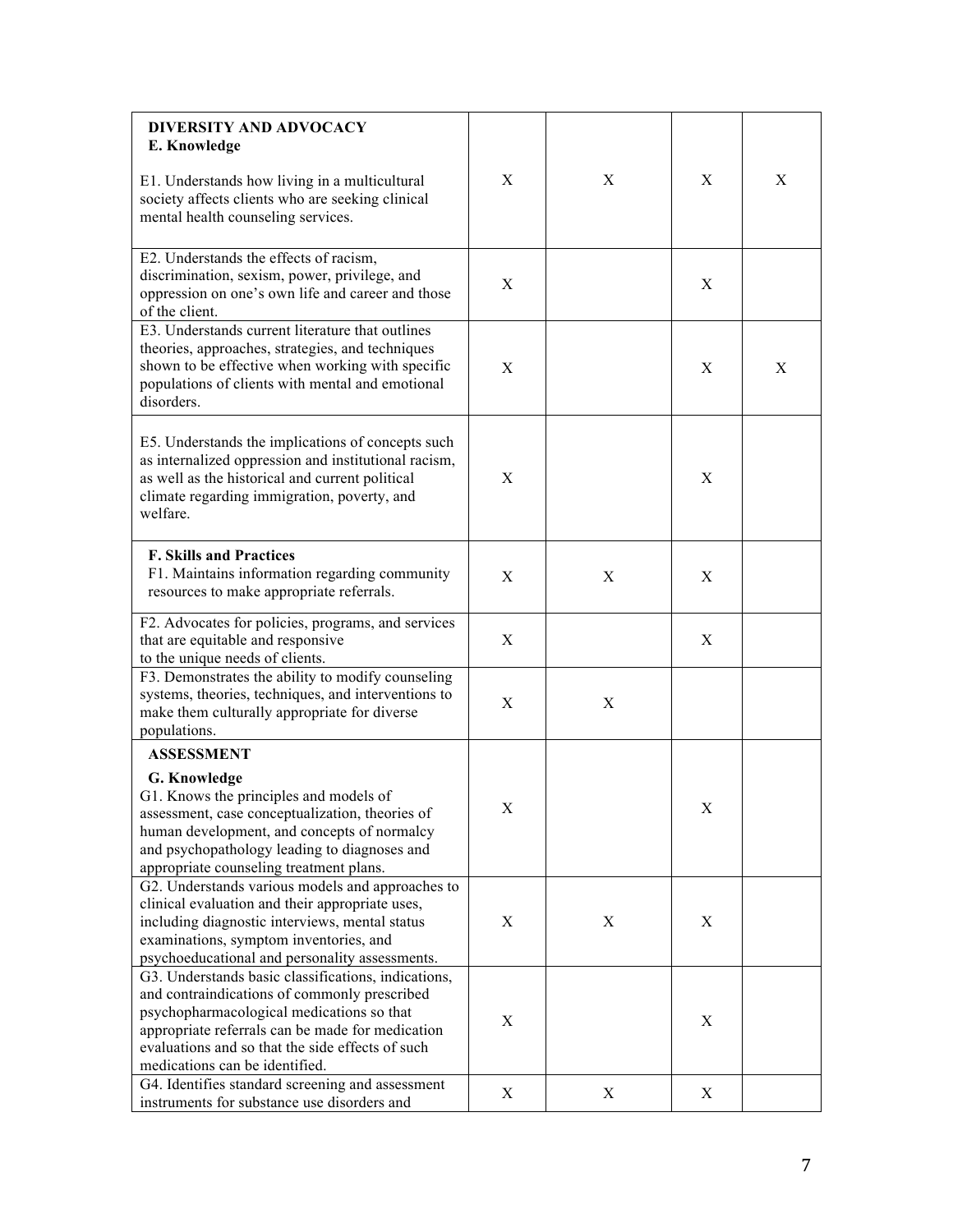| | | | | |
|---|---|---|---|---|
| **DIVERSITY AND ADVOCACY**<br>**E. Knowledge**<br><br>E1. Understands how living in a multicultural society affects clients who are seeking clinical mental health counseling services. | X | X | X | X |
| E2. Understands the effects of racism, discrimination, sexism, power, privilege, and oppression on one's own life and career and those of the client. | X | | X | |
| E3. Understands current literature that outlines theories, approaches, strategies, and techniques shown to be effective when working with specific populations of clients with mental and emotional disorders. | X | | X | X |
| E5. Understands the implications of concepts such as internalized oppression and institutional racism, as well as the historical and current political climate regarding immigration, poverty, and welfare. | X | | X | |
| **F. Skills and Practices**<br>F1. Maintains information regarding community resources to make appropriate referrals. | X | X | X | |
| F2. Advocates for policies, programs, and services that are equitable and responsive to the unique needs of clients. | X | | X | |
| F3. Demonstrates the ability to modify counseling systems, theories, techniques, and interventions to make them culturally appropriate for diverse populations. | X | X | | |
| **ASSESSMENT**<br>**G. Knowledge**<br>G1. Knows the principles and models of assessment, case conceptualization, theories of human development, and concepts of normalcy and psychopathology leading to diagnoses and appropriate counseling treatment plans. | X | | X | |
| G2. Understands various models and approaches to clinical evaluation and their appropriate uses, including diagnostic interviews, mental status examinations, symptom inventories, and psychoeducational and personality assessments. | X | X | X | |
| G3. Understands basic classifications, indications, and contraindications of commonly prescribed psychopharmacological medications so that appropriate referrals can be made for medication evaluations and so that the side effects of such medications can be identified. | X | | X | |
| G4. Identifies standard screening and assessment instruments for substance use disorders and | X | X | X | |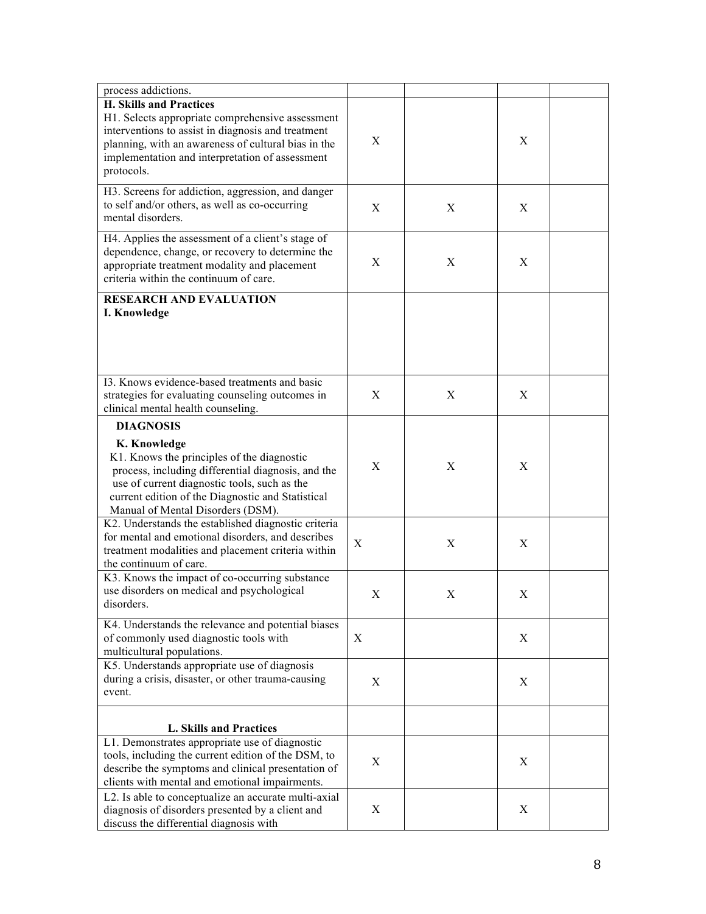| | | | | |
|---|---|---|---|---|
| process addictions. | | | | |
| **H. Skills and Practices**<br>H1. Selects appropriate comprehensive assessment interventions to assist in diagnosis and treatment planning, with an awareness of cultural bias in the implementation and interpretation of assessment protocols. | X | | X | |
| H3. Screens for addiction, aggression, and danger to self and/or others, as well as co-occurring mental disorders. | X | X | X | |
| H4. Applies the assessment of a client's stage of dependence, change, or recovery to determine the appropriate treatment modality and placement criteria within the continuum of care. | X | X | X | |
| **RESEARCH AND EVALUATION**<br>**I. Knowledge** | | | | |
| I3. Knows evidence-based treatments and basic strategies for evaluating counseling outcomes in clinical mental health counseling. | X | X | X | |
| **DIAGNOSIS**<br>**K. Knowledge**<br>K1. Knows the principles of the diagnostic process, including differential diagnosis, and the use of current diagnostic tools, such as the current edition of the Diagnostic and Statistical Manual of Mental Disorders (DSM). | X | X | X | |
| K2. Understands the established diagnostic criteria for mental and emotional disorders, and describes treatment modalities and placement criteria within the continuum of care. | X | X | X | |
| K3. Knows the impact of co-occurring substance use disorders on medical and psychological disorders. | X | X | X | |
| K4. Understands the relevance and potential biases of commonly used diagnostic tools with multicultural populations. | X | | X | |
| K5. Understands appropriate use of diagnosis during a crisis, disaster, or other trauma-causing event. | X | | X | |
| **L. Skills and Practices** | | | | |
| L1. Demonstrates appropriate use of diagnostic tools, including the current edition of the DSM, to describe the symptoms and clinical presentation of clients with mental and emotional impairments. | X | | X | |
| L2. Is able to conceptualize an accurate multi-axial diagnosis of disorders presented by a client and discuss the differential diagnosis with | X | | X | |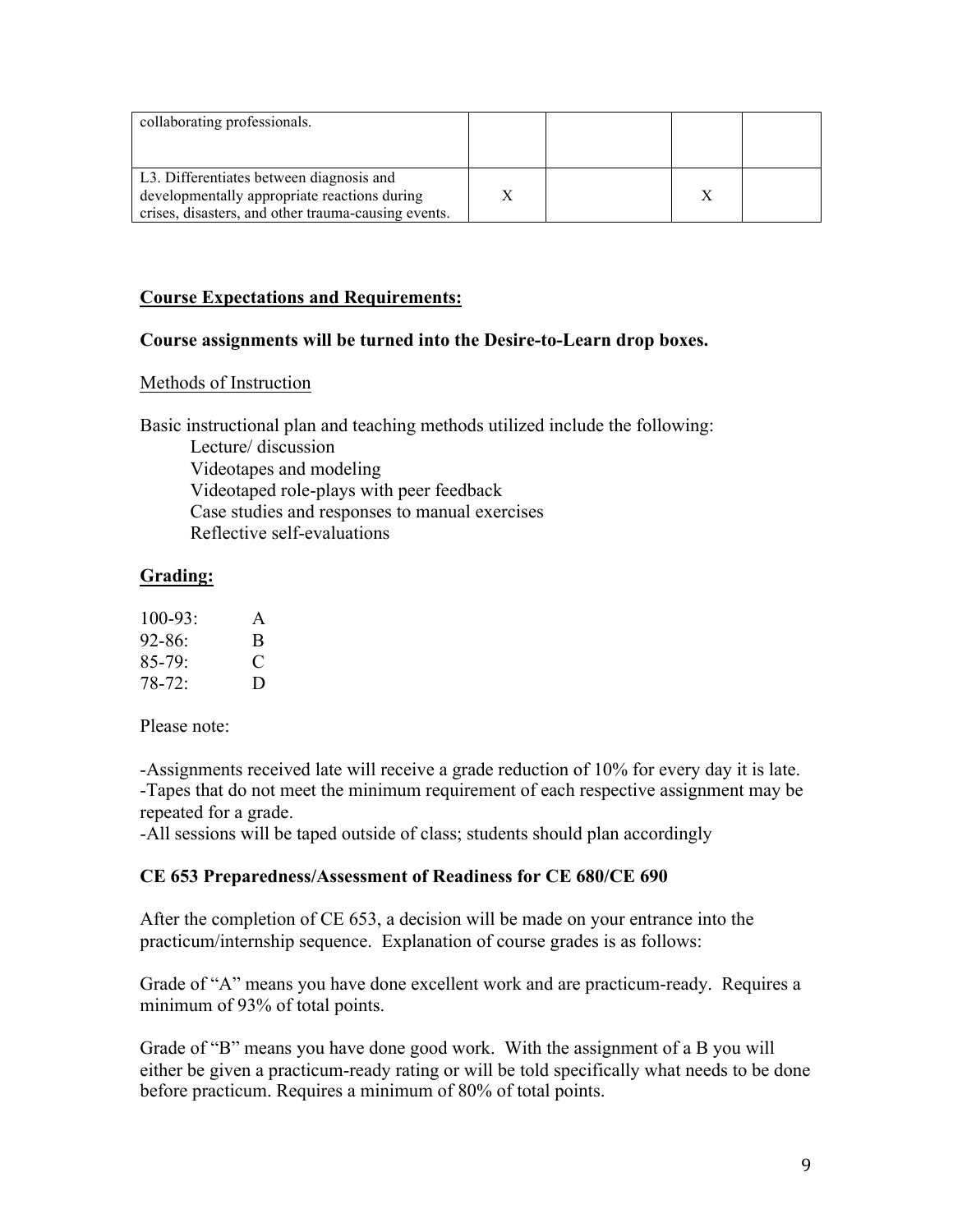| | | | | |
|---|---|---|---|---|
| collaborating professionals. | | | | |
| L3. Differentiates between diagnosis and developmentally appropriate reactions during crises, disasters, and other trauma-causing events. | X | | X | |

## Course Expectations and Requirements:

**Course assignments will be turned into the Desire-to-Learn drop boxes.**

Methods of Instruction

Basic instructional plan and teaching methods utilized include the following:

- Lecture/ discussion
- Videotapes and modeling
- Videotaped role-plays with peer feedback
- Case studies and responses to manual exercises
- Reflective self-evaluations

## Grading:

100-93: A
92-86: B
85-79: C
78-72: D

Please note:

-Assignments received late will receive a grade reduction of 10% for every day it is late.
-Tapes that do not meet the minimum requirement of each respective assignment may be repeated for a grade.
-All sessions will be taped outside of class; students should plan accordingly

### CE 653 Preparedness/Assessment of Readiness for CE 680/CE 690

After the completion of CE 653, a decision will be made on your entrance into the practicum/internship sequence. Explanation of course grades is as follows:

Grade of "A" means you have done excellent work and are practicum-ready. Requires a minimum of 93% of total points.

Grade of "B" means you have done good work. With the assignment of a B you will either be given a practicum-ready rating or will be told specifically what needs to be done before practicum. Requires a minimum of 80% of total points.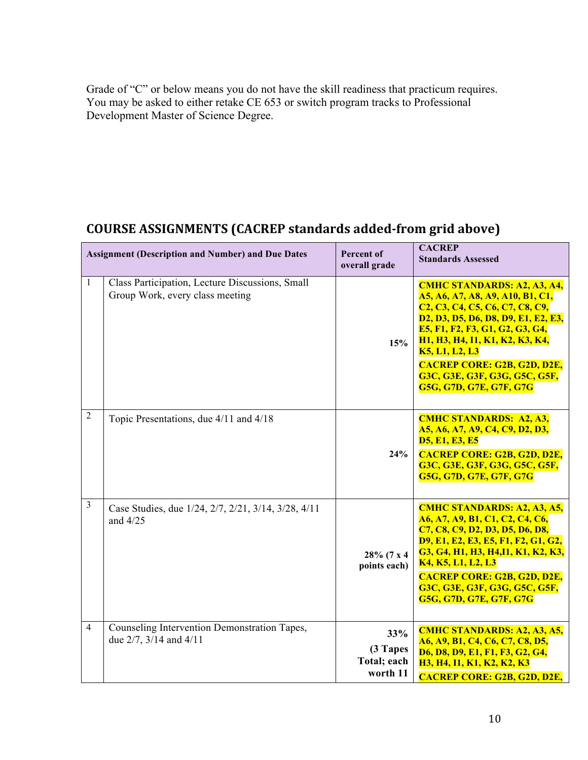Grade of "C" or below means you do not have the skill readiness that practicum requires. You may be asked to either retake CE 653 or switch program tracks to Professional Development Master of Science Degree.

## COURSE ASSIGNMENTS (CACREP standards added-from grid above)

| | Assignment (Description and Number) and Due Dates | Percent of overall grade | CACREP Standards Assessed |
|---|---|---|---|
| 1 | Class Participation, Lecture Discussions, Small Group Work, every class meeting | 15% | **CMHC STANDARDS: A2, A3, A4, A5, A6, A7, A8, A9, A10, B1, C1, C2, C3, C4, C5, C6, C7, C8, C9, D2, D3, D5, D6, D8, D9, E1, E2, E3, E5, F1, F2, F3, G1, G2, G3, G4, H1, H3, H4, I1, K1, K2, K3, K4, K5, L1, L2, L3** **CACREP CORE: G2B, G2D, D2E, G3C, G3E, G3F, G3G, G5C, G5F, G5G, G7D, G7E, G7F, G7G** |
| 2 | Topic Presentations, due 4/11 and 4/18 | 24% | **CMHC STANDARDS: A2, A3, A5, A6, A7, A9, C4, C9, D2, D3, D5, E1, E3, E5** **CACREP CORE: G2B, G2D, D2E, G3C, G3E, G3F, G3G, G5C, G5F, G5G, G7D, G7E, G7F, G7G** |
| 3 | Case Studies, due 1/24, 2/7, 2/21, 3/14, 3/28, 4/11 and 4/25 | 28% (7 x 4 points each) | **CMHC STANDARDS: A2, A3, A5, A6, A7, A9, B1, C1, C2, C4, C6, C7, C8, C9, D2, D3, D5, D6, D8, D9, E1, E2, E3, E5, F1, F2, G1, G2, G3, G4, H1, H3, H4,I1, K1, K2, K3, K4, K5, L1, L2, L3** **CACREP CORE: G2B, G2D, D2E, G3C, G3E, G3F, G3G, G5C, G5F, G5G, G7D, G7E, G7F, G7G** |
| 4 | Counseling Intervention Demonstration Tapes, due 2/7, 3/14 and 4/11 | 33% (3 Tapes Total; each worth 11 | **CMHC STANDARDS: A2, A3, A5, A6, A9, B1, C4, C6, C7, C8, D5, D6, D8, D9, E1, F1, F3, G2, G4, H3, H4, I1, K1, K2, K2, K3** **CACREP CORE: G2B, G2D, D2E,** |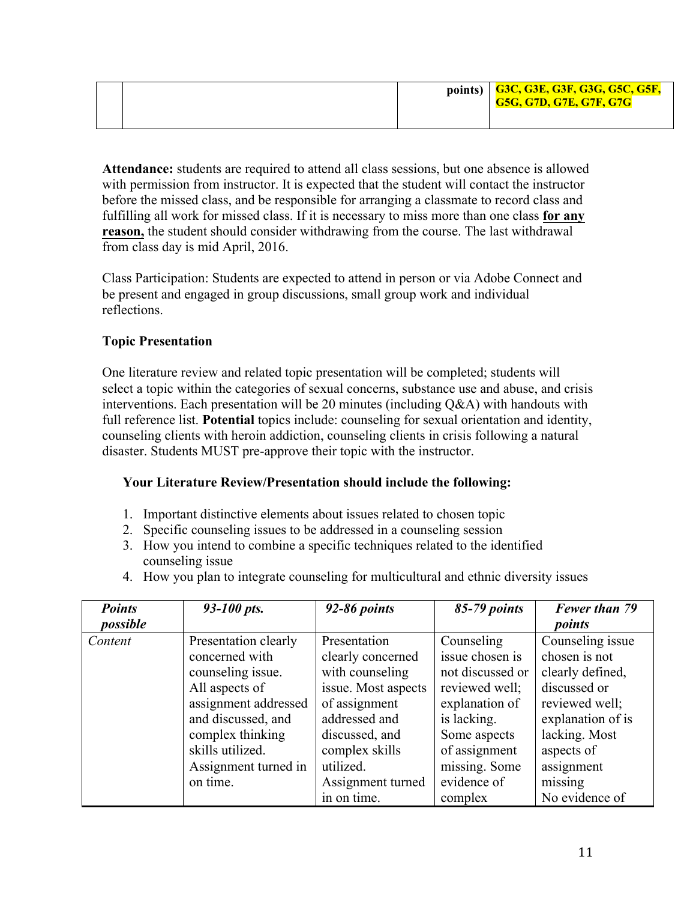| | | points) | G3C, G3E, G3F, G3G, G5C, G5F, G5G, G7D, G7E, G7F, G7G |
|---|---|---|---|

**Attendance:** students are required to attend all class sessions, but one absence is allowed with permission from instructor. It is expected that the student will contact the instructor before the missed class, and be responsible for arranging a classmate to record class and fulfilling all work for missed class. If it is necessary to miss more than one class **for any reason,** the student should consider withdrawing from the course. The last withdrawal from class day is mid April, 2016.

Class Participation: Students are expected to attend in person or via Adobe Connect and be present and engaged in group discussions, small group work and individual reflections.

**Topic Presentation**

One literature review and related topic presentation will be completed; students will select a topic within the categories of sexual concerns, substance use and abuse, and crisis interventions. Each presentation will be 20 minutes (including Q&A) with handouts with full reference list. **Potential** topics include: counseling for sexual orientation and identity, counseling clients with heroin addiction, counseling clients in crisis following a natural disaster. Students MUST pre-approve their topic with the instructor.

**Your Literature Review/Presentation should include the following:**

1. Important distinctive elements about issues related to chosen topic
2. Specific counseling issues to be addressed in a counseling session
3. How you intend to combine a specific techniques related to the identified counseling issue
4. How you plan to integrate counseling for multicultural and ethnic diversity issues

| ***Points possible*** | ***93-100 pts.*** | ***92-86 points*** | ***85-79 points*** | ***Fewer than 79 points*** |
|---|---|---|---|---|
| *Content* | Presentation clearly concerned with counseling issue. All aspects of assignment addressed and discussed, and complex thinking skills utilized. Assignment turned in on time. | Presentation clearly concerned with counseling issue. Most aspects of assignment addressed and discussed, and complex skills utilized. Assignment turned in on time. | Counseling issue chosen is not discussed or reviewed well; explanation of is lacking. Some aspects of assignment missing. Some evidence of complex | Counseling issue chosen is not clearly defined, discussed or reviewed well; explanation of is lacking. Most aspects of assignment missing No evidence of |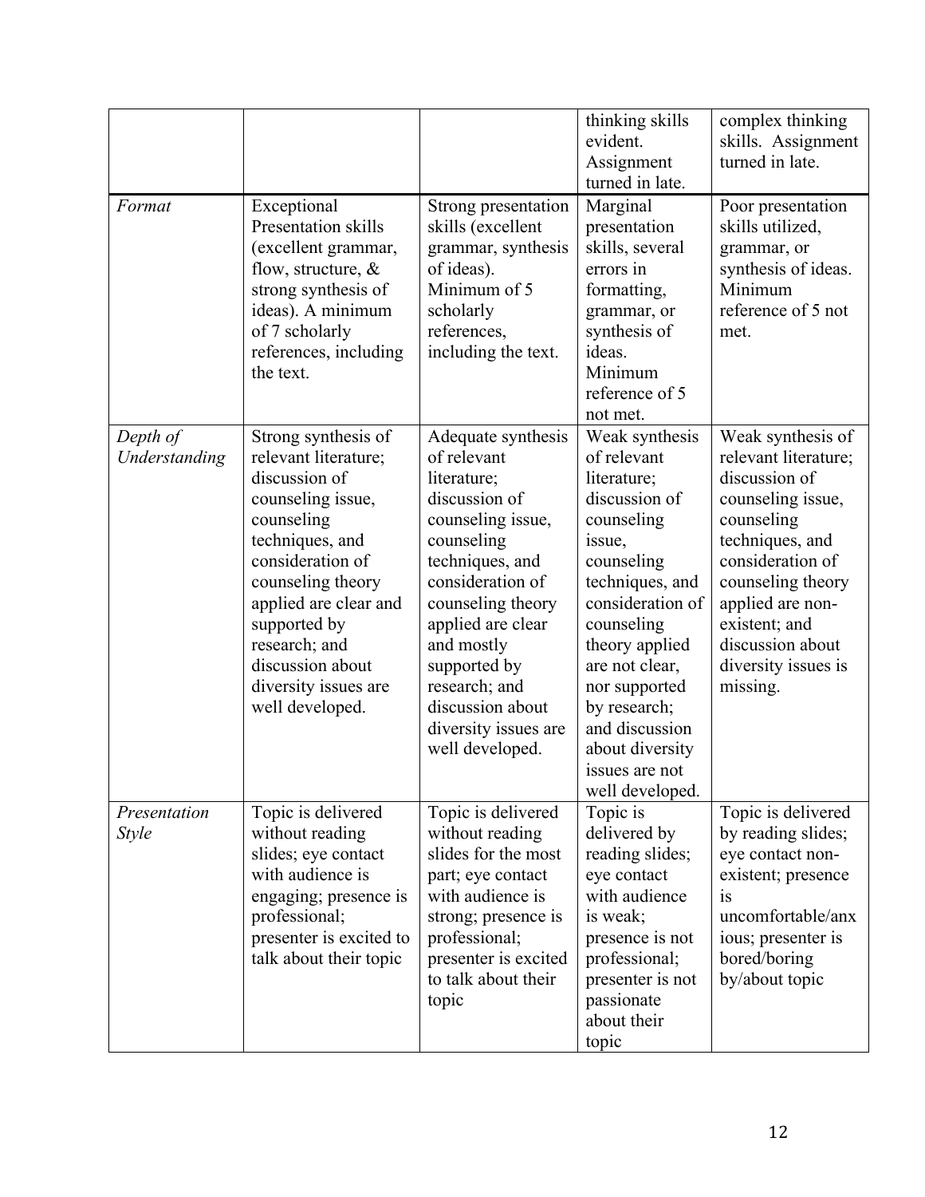| | | | | |
|---|---|---|---|---|
| | | | thinking skills evident. Assignment turned in late. | complex thinking skills. Assignment turned in late. |
| *Format* | Exceptional Presentation skills (excellent grammar, flow, structure, & strong synthesis of ideas). A minimum of 7 scholarly references, including the text. | Strong presentation skills (excellent grammar, synthesis of ideas). Minimum of 5 scholarly references, including the text. | Marginal presentation skills, several errors in formatting, grammar, or synthesis of ideas. Minimum reference of 5 not met. | Poor presentation skills utilized, grammar, or synthesis of ideas. Minimum reference of 5 not met. |
| *Depth of Understanding* | Strong synthesis of relevant literature; discussion of counseling issue, counseling techniques, and consideration of counseling theory applied are clear and supported by research; and discussion about diversity issues are well developed. | Adequate synthesis of relevant literature; discussion of counseling issue, counseling techniques, and consideration of counseling theory applied are clear and mostly supported by research; and discussion about diversity issues are well developed. | Weak synthesis of relevant literature; discussion of counseling issue, counseling techniques, and consideration of counseling theory applied are not clear, nor supported by research; and discussion about diversity issues are not well developed. | Weak synthesis of relevant literature; discussion of counseling issue, counseling techniques, and consideration of counseling theory applied are non-existent; and discussion about diversity issues is missing. |
| *Presentation Style* | Topic is delivered without reading slides; eye contact with audience is engaging; presence is professional; presenter is excited to talk about their topic | Topic is delivered without reading slides for the most part; eye contact with audience is strong; presence is professional; presenter is excited to talk about their topic | Topic is delivered by reading slides; eye contact with audience is weak; presence is not professional; presenter is not passionate about their topic | Topic is delivered by reading slides; eye contact non-existent; presence is uncomfortable/anxious; presenter is bored/boring by/about topic |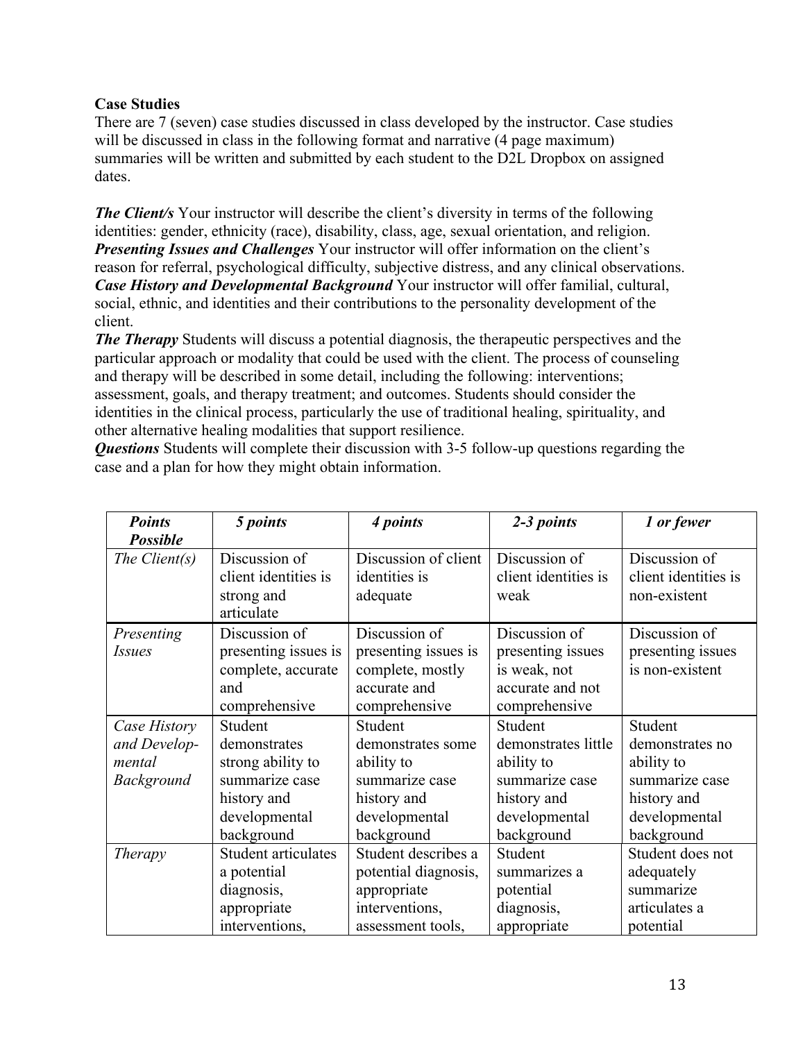**Case Studies**

There are 7 (seven) case studies discussed in class developed by the instructor. Case studies will be discussed in class in the following format and narrative (4 page maximum) summaries will be written and submitted by each student to the D2L Dropbox on assigned dates.

***The Client/s*** Your instructor will describe the client's diversity in terms of the following identities: gender, ethnicity (race), disability, class, age, sexual orientation, and religion.
***Presenting Issues and Challenges*** Your instructor will offer information on the client's reason for referral, psychological difficulty, subjective distress, and any clinical observations.
***Case History and Developmental Background*** Your instructor will offer familial, cultural, social, ethnic, and identities and their contributions to the personality development of the client.
***The Therapy*** Students will discuss a potential diagnosis, the therapeutic perspectives and the particular approach or modality that could be used with the client. The process of counseling and therapy will be described in some detail, including the following: interventions; assessment, goals, and therapy treatment; and outcomes. Students should consider the identities in the clinical process, particularly the use of traditional healing, spirituality, and other alternative healing modalities that support resilience.
***Questions*** Students will complete their discussion with 3-5 follow-up questions regarding the case and a plan for how they might obtain information.

| ***Points Possible*** | ***5 points*** | ***4 points*** | ***2-3 points*** | ***1 or fewer*** |
|---|---|---|---|---|
| *The Client(s)* | Discussion of client identities is strong and articulate | Discussion of client identities is adequate | Discussion of client identities is weak | Discussion of client identities is non-existent |
| *Presenting Issues* | Discussion of presenting issues is complete, accurate and comprehensive | Discussion of presenting issues is complete, mostly accurate and comprehensive | Discussion of presenting issues is weak, not accurate and not comprehensive | Discussion of presenting issues is non-existent |
| *Case History and Develop-mental Background* | Student demonstrates strong ability to summarize case history and developmental background | Student demonstrates some ability to summarize case history and developmental background | Student demonstrates little ability to summarize case history and developmental background | Student demonstrates no ability to summarize case history and developmental background |
| *Therapy* | Student articulates a potential diagnosis, appropriate interventions, | Student describes a potential diagnosis, appropriate interventions, assessment tools, | Student summarizes a potential diagnosis, appropriate | Student does not adequately summarize articulates a potential |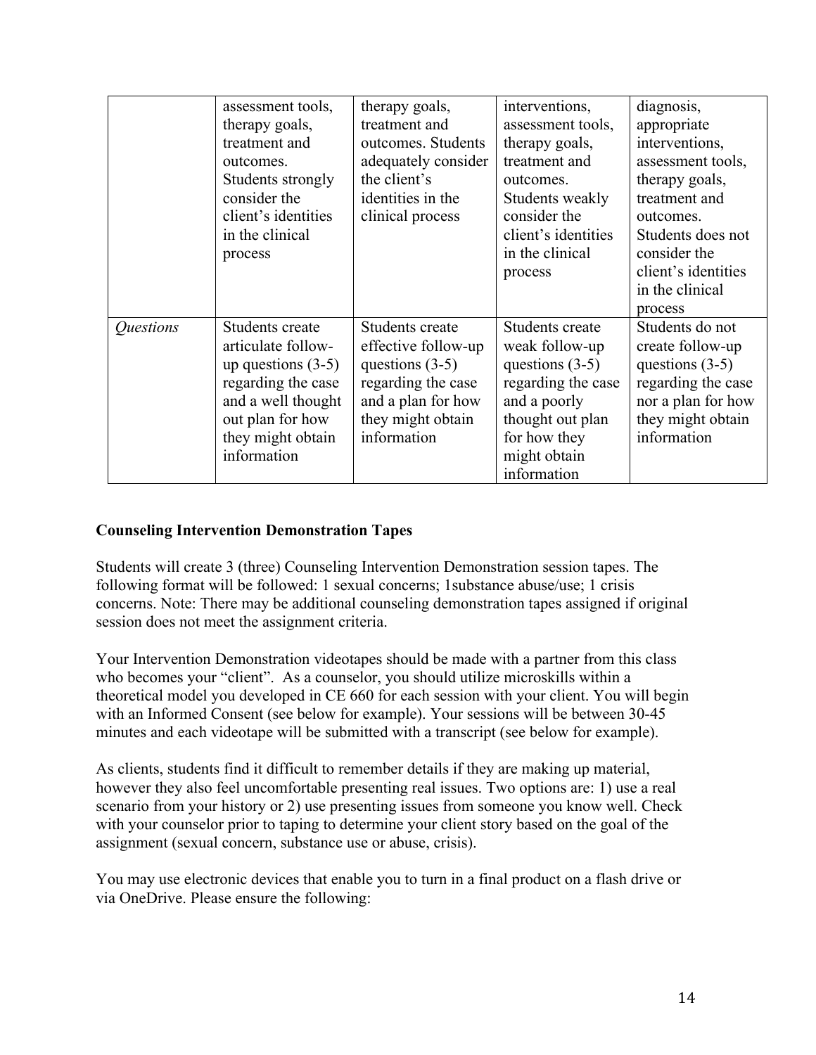| | | | | |
|---|---|---|---|---|
| | assessment tools, therapy goals, treatment and outcomes. Students strongly consider the client's identities in the clinical process | therapy goals, treatment and outcomes. Students adequately consider the client's identities in the clinical process | interventions, assessment tools, therapy goals, treatment and outcomes. Students weakly consider the client's identities in the clinical process | diagnosis, appropriate interventions, assessment tools, therapy goals, treatment and outcomes. Students does not consider the client's identities in the clinical process |
| *Questions* | Students create articulate follow-up questions (3-5) regarding the case and a well thought out plan for how they might obtain information | Students create effective follow-up questions (3-5) regarding the case and a plan for how they might obtain information | Students create weak follow-up questions (3-5) regarding the case and a poorly thought out plan for how they might obtain information | Students do not create follow-up questions (3-5) regarding the case nor a plan for how they might obtain information |

**Counseling Intervention Demonstration Tapes**

Students will create 3 (three) Counseling Intervention Demonstration session tapes. The following format will be followed: 1 sexual concerns; 1substance abuse/use; 1 crisis concerns. Note: There may be additional counseling demonstration tapes assigned if original session does not meet the assignment criteria.

Your Intervention Demonstration videotapes should be made with a partner from this class who becomes your "client". As a counselor, you should utilize microskills within a theoretical model you developed in CE 660 for each session with your client. You will begin with an Informed Consent (see below for example). Your sessions will be between 30-45 minutes and each videotape will be submitted with a transcript (see below for example).

As clients, students find it difficult to remember details if they are making up material, however they also feel uncomfortable presenting real issues. Two options are: 1) use a real scenario from your history or 2) use presenting issues from someone you know well. Check with your counselor prior to taping to determine your client story based on the goal of the assignment (sexual concern, substance use or abuse, crisis).

You may use electronic devices that enable you to turn in a final product on a flash drive or via OneDrive. Please ensure the following: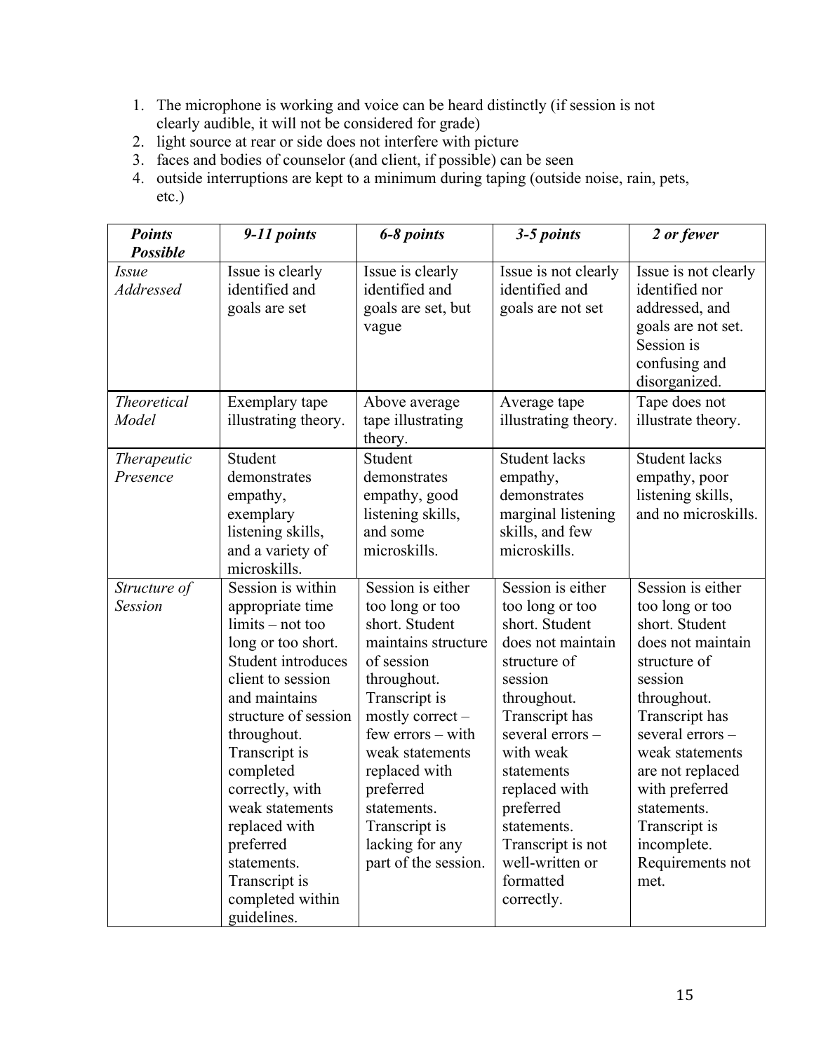1. The microphone is working and voice can be heard distinctly (if session is not clearly audible, it will not be considered for grade)
2. light source at rear or side does not interfere with picture
3. faces and bodies of counselor (and client, if possible) can be seen
4. outside interruptions are kept to a minimum during taping (outside noise, rain, pets, etc.)

| *Points Possible* | *9-11 points* | *6-8 points* | *3-5 points* | *2 or fewer* |
|---|---|---|---|---|
| *Issue Addressed* | Issue is clearly identified and goals are set | Issue is clearly identified and goals are set, but vague | Issue is not clearly identified and goals are not set | Issue is not clearly identified nor addressed, and goals are not set. Session is confusing and disorganized. |
| *Theoretical Model* | Exemplary tape illustrating theory. | Above average tape illustrating theory. | Average tape illustrating theory. | Tape does not illustrate theory. |
| *Therapeutic Presence* | Student demonstrates empathy, exemplary listening skills, and a variety of microskills. | Student demonstrates empathy, good listening skills, and some microskills. | Student lacks empathy, demonstrates marginal listening skills, and few microskills. | Student lacks empathy, poor listening skills, and no microskills. |
| *Structure of Session* | Session is within appropriate time limits – not too long or too short. Student introduces client to session and maintains structure of session throughout. Transcript is completed correctly, with weak statements replaced with preferred statements. Transcript is completed within guidelines. | Session is either too long or too short. Student maintains structure of session throughout. Transcript is mostly correct – few errors – with weak statements replaced with preferred statements. Transcript is lacking for any part of the session. | Session is either too long or too short. Student does not maintain structure of session throughout. Transcript has several errors – with weak statements replaced with preferred statements. Transcript is not well-written or formatted correctly. | Session is either too long or too short. Student does not maintain structure of session throughout. Transcript has several errors – weak statements are not replaced with preferred statements. Transcript is incomplete. Requirements not met. |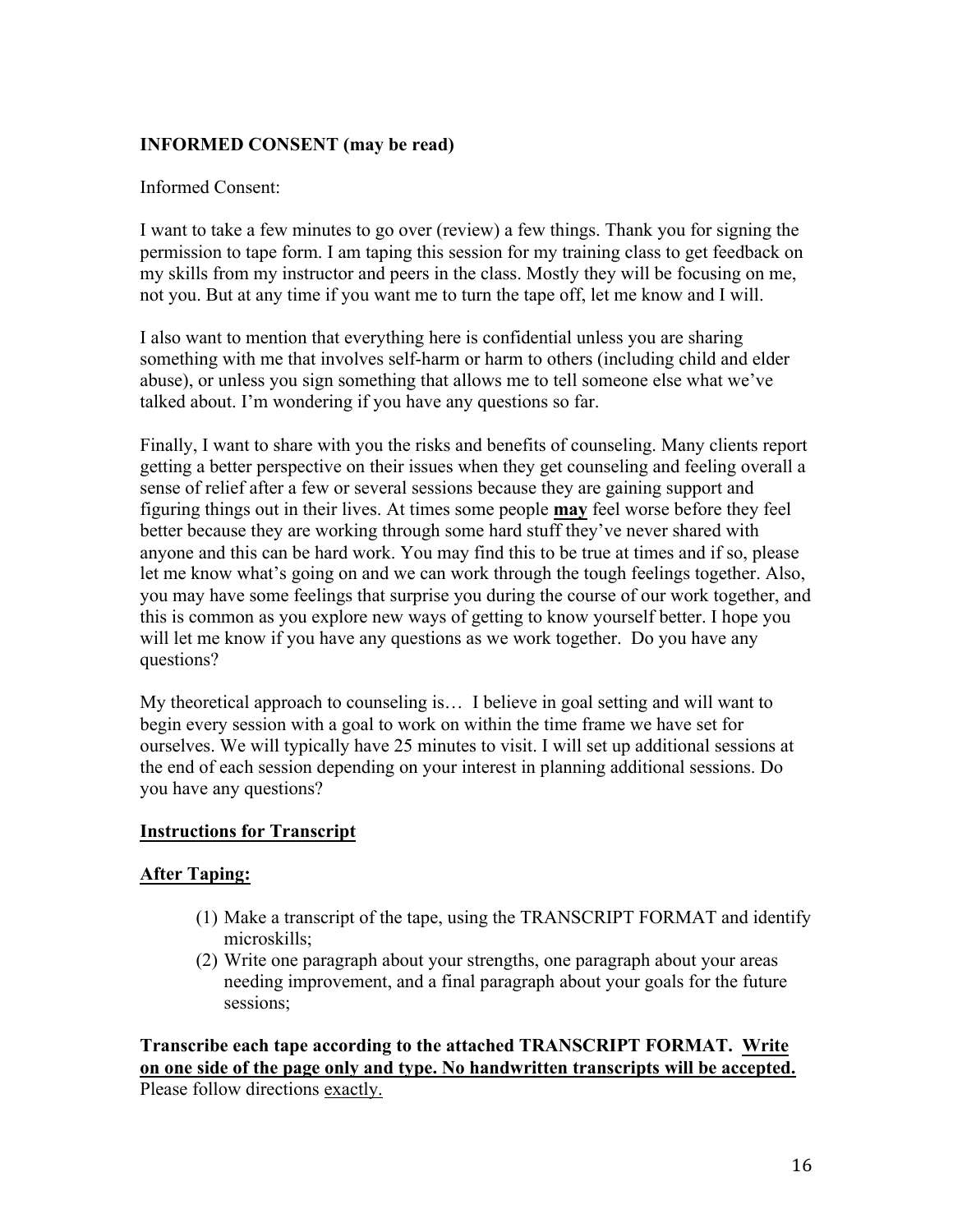**INFORMED CONSENT (may be read)**

Informed Consent:

I want to take a few minutes to go over (review) a few things. Thank you for signing the permission to tape form. I am taping this session for my training class to get feedback on my skills from my instructor and peers in the class. Mostly they will be focusing on me, not you. But at any time if you want me to turn the tape off, let me know and I will.

I also want to mention that everything here is confidential unless you are sharing something with me that involves self-harm or harm to others (including child and elder abuse), or unless you sign something that allows me to tell someone else what we've talked about. I'm wondering if you have any questions so far.

Finally, I want to share with you the risks and benefits of counseling. Many clients report getting a better perspective on their issues when they get counseling and feeling overall a sense of relief after a few or several sessions because they are gaining support and figuring things out in their lives. At times some people <u>**may**</u> feel worse before they feel better because they are working through some hard stuff they've never shared with anyone and this can be hard work. You may find this to be true at times and if so, please let me know what's going on and we can work through the tough feelings together. Also, you may have some feelings that surprise you during the course of our work together, and this is common as you explore new ways of getting to know yourself better. I hope you will let me know if you have any questions as we work together. Do you have any questions?

My theoretical approach to counseling is… I believe in goal setting and will want to begin every session with a goal to work on within the time frame we have set for ourselves. We will typically have 25 minutes to visit. I will set up additional sessions at the end of each session depending on your interest in planning additional sessions. Do you have any questions?

<u>**Instructions for Transcript**</u>

<u>**After Taping:**</u>

(1) Make a transcript of the tape, using the TRANSCRIPT FORMAT and identify microskills;
(2) Write one paragraph about your strengths, one paragraph about your areas needing improvement, and a final paragraph about your goals for the future sessions;

**Transcribe each tape according to the attached TRANSCRIPT FORMAT. <u>Write on one side of the page only and type. No handwritten transcripts will be accepted.</u>**
Please follow directions <u>exactly.</u>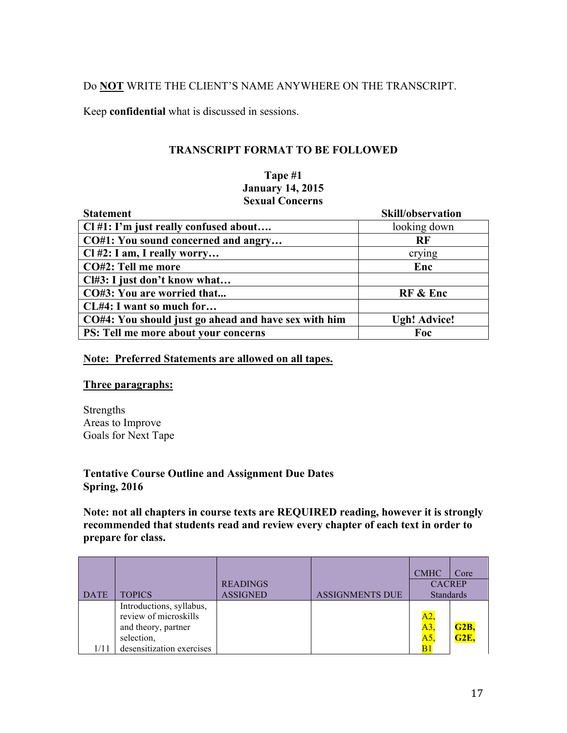Do **NOT** WRITE THE CLIENT'S NAME ANYWHERE ON THE TRANSCRIPT.

Keep **confidential** what is discussed in sessions.

### TRANSCRIPT FORMAT TO BE FOLLOWED

**Tape #1**
**January 14, 2015**
**Sexual Concerns**

| Statement | Skill/observation |
|---|---|
| **Cl #1: I'm just really confused about….** | looking down |
| **CO#1: You sound concerned and angry…** | **RF** |
| **Cl #2: I am, I really worry…** | crying |
| **CO#2: Tell me more** | **Enc** |
| **Cl#3: I just don't know what…** | |
| **CO#3: You are worried that...** | **RF & Enc** |
| **CL#4: I want so much for…** | |
| **CO#4: You should just go ahead and have sex with him** | **Ugh! Advice!** |
| **PS: Tell me more about your concerns** | **Foc** |

**Note: Preferred Statements are allowed on all tapes.**

**Three paragraphs:**

Strengths
Areas to Improve
Goals for Next Tape

**Tentative Course Outline and Assignment Due Dates**
**Spring, 2016**

**Note: not all chapters in course texts are REQUIRED reading, however it is strongly recommended that students read and review every chapter of each text in order to prepare for class.**

| DATE | TOPICS | READINGS ASSIGNED | ASSIGNMENTS DUE | CACREP Standards CMHC | CACREP Standards Core |
|---|---|---|---|---|---|
| 1/11 | Introductions, syllabus, review of microskills and theory, partner selection, desensitization exercises | | | A2, A3, A5, B1 | **G2B, G2E,** |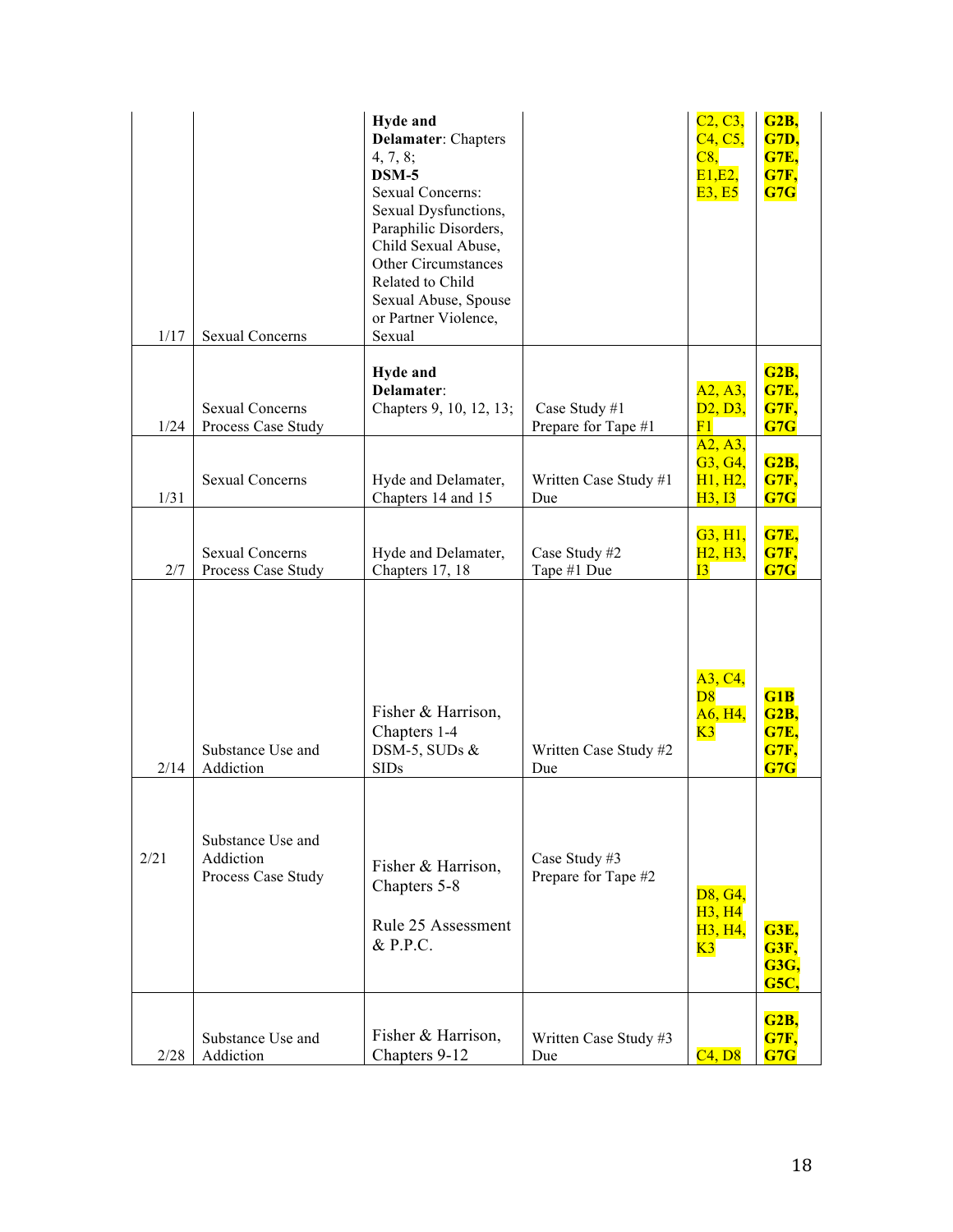| | | | | | |
|---|---|---|---|---|---|
| 1/17 | Sexual Concerns | **Hyde and Delamater**: Chapters 4, 7, 8; **DSM-5** Sexual Concerns: Sexual Dysfunctions, Paraphilic Disorders, Child Sexual Abuse, Other Circumstances Related to Child Sexual Abuse, Spouse or Partner Violence, Sexual | | C2, C3, C4, C5, C8, E1,E2, E3, E5 | **G2B, G7D, G7E, G7F, G7G** |
| 1/24 | Sexual Concerns Process Case Study | **Hyde and Delamater**: Chapters 9, 10, 12, 13; | Case Study #1 Prepare for Tape #1 | A2, A3, D2, D3, F1 | **G2B, G7E, G7F, G7G** |
| 1/31 | Sexual Concerns | Hyde and Delamater, Chapters 14 and 15 | Written Case Study #1 Due | A2, A3, G3, G4, H1, H2, H3, I3 | **G2B, G7F, G7G** |
| 2/7 | Sexual Concerns Process Case Study | Hyde and Delamater, Chapters 17, 18 | Case Study #2 Tape #1 Due | G3, H1, H2, H3, I3 | **G7E, G7F, G7G** |
| 2/14 | Substance Use and Addiction | Fisher & Harrison, Chapters 1-4 DSM-5, SUDs & SIDs | Written Case Study #2 Due | A3, C4, D8 A6, H4, K3 | **G1B G2B, G7E, G7F, G7G** |
| 2/21 | Substance Use and Addiction Process Case Study | Fisher & Harrison, Chapters 5-8<br><br>Rule 25 Assessment & P.P.C. | Case Study #3 Prepare for Tape #2 | D8, G4, H3, H4 H3, H4, K3 | **G3E, G3F, G3G, G5C,** |
| 2/28 | Substance Use and Addiction | Fisher & Harrison, Chapters 9-12 | Written Case Study #3 Due | C4, D8 | **G2B, G7F, G7G** |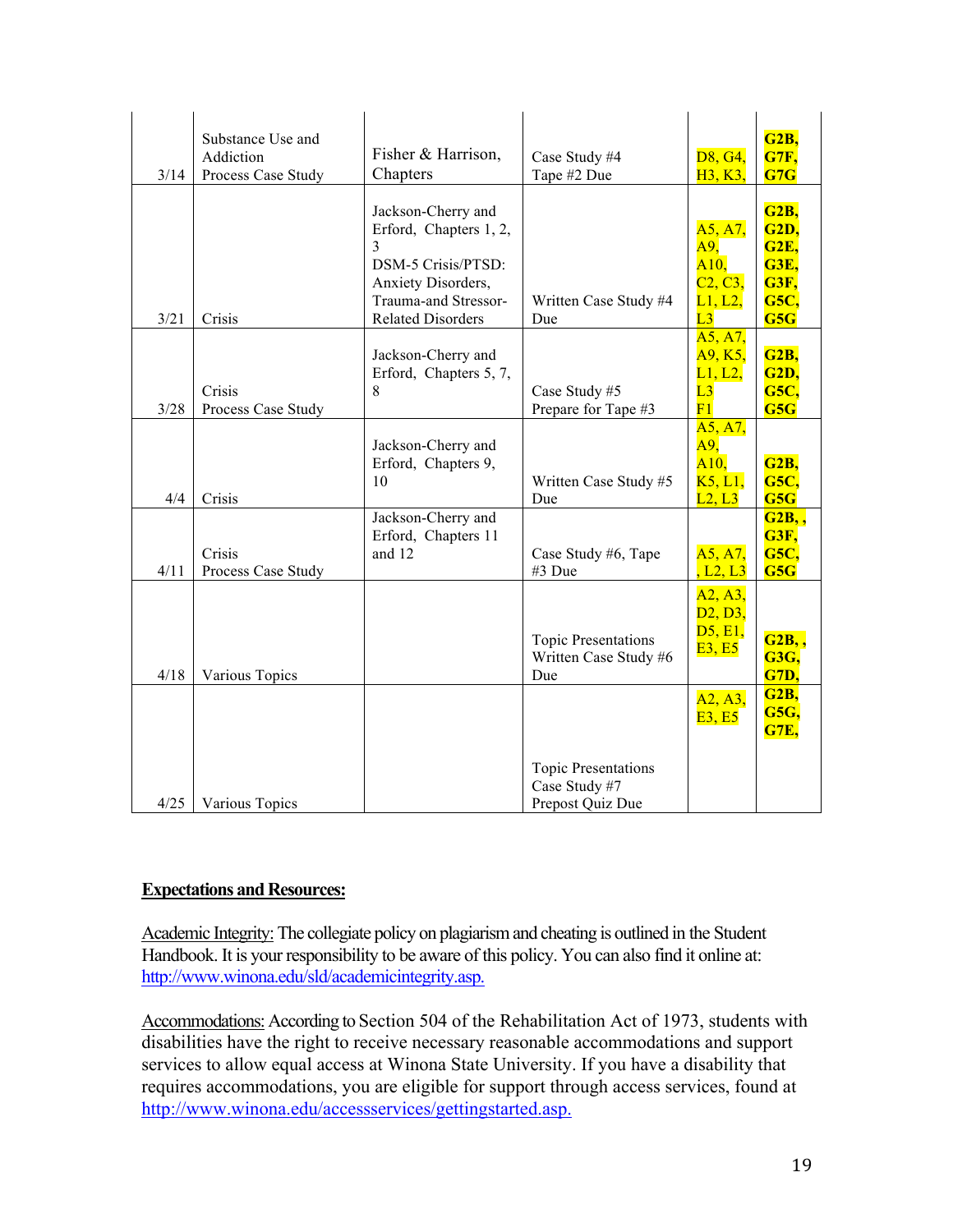| 3/14 | Substance Use and Addiction Process Case Study | Fisher & Harrison, Chapters | Case Study #4 Tape #2 Due | D8, G4, H3, K3, | **G2B, G7F, G7G** |
|---|---|---|---|---|---|
| 3/21 | Crisis | Jackson-Cherry and Erford, Chapters 1, 2, 3 DSM-5 Crisis/PTSD: Anxiety Disorders, Trauma-and Stressor-Related Disorders | Written Case Study #4 Due | A5, A7, A9, A10, C2, C3, L1, L2, L3 | **G2B, G2D, G2E, G3E, G3F, G5C, G5G** |
| 3/28 | Crisis Process Case Study | Jackson-Cherry and Erford, Chapters 5, 7, 8 | Case Study #5 Prepare for Tape #3 | A5, A7, A9, K5, L1, L2, L3 F1 | **G2B, G2D, G5C, G5G** |
| 4/4 | Crisis | Jackson-Cherry and Erford, Chapters 9, 10 | Written Case Study #5 Due | A5, A7, A9, A10, K5, L1, L2, L3 | **G2B, G5C, G5G** |
| 4/11 | Crisis Process Case Study | Jackson-Cherry and Erford, Chapters 11 and 12 | Case Study #6, Tape #3 Due | A5, A7, , L2, L3 | **G2B, , G3F, G5C, G5G** |
| 4/18 | Various Topics | | Topic Presentations Written Case Study #6 Due | A2, A3, D2, D3, D5, E1, E3, E5 | **G2B, , G3G, G7D,** |
| 4/25 | Various Topics | | Topic Presentations Case Study #7 Prepost Quiz Due | A2, A3, E3, E5 | **G2B, G5G, G7E,** |

**<u>Expectations and Resources:</u>**

<u>Academic Integrity:</u> The collegiate policy on plagiarism and cheating is outlined in the Student Handbook. It is your responsibility to be aware of this policy. You can also find it online at: http://www.winona.edu/sld/academicintegrity.asp.

<u>Accommodations:</u> According to Section 504 of the Rehabilitation Act of 1973, students with disabilities have the right to receive necessary reasonable accommodations and support services to allow equal access at Winona State University. If you have a disability that requires accommodations, you are eligible for support through access services, found at http://www.winona.edu/accessservices/gettingstarted.asp.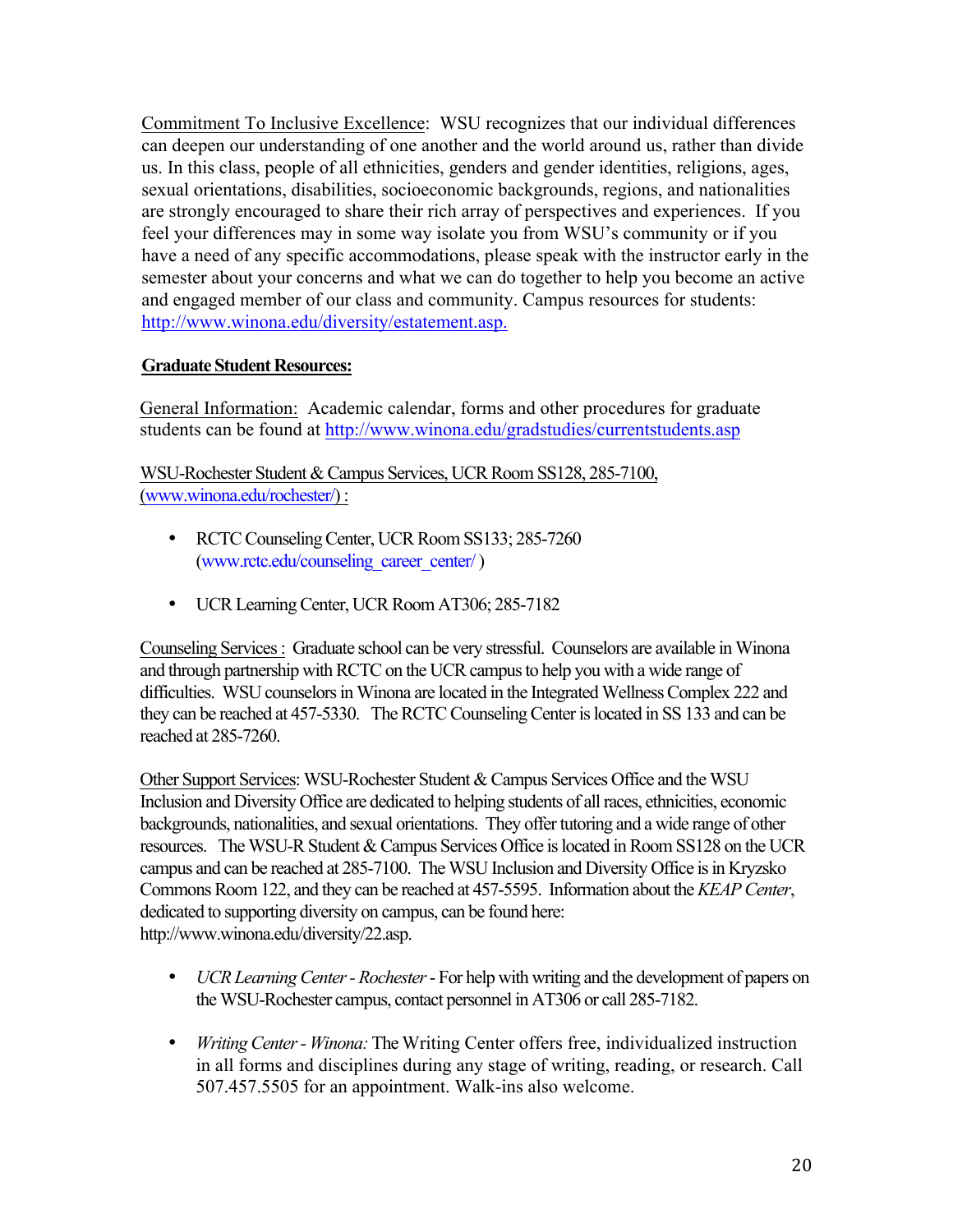Commitment To Inclusive Excellence: WSU recognizes that our individual differences can deepen our understanding of one another and the world around us, rather than divide us. In this class, people of all ethnicities, genders and gender identities, religions, ages, sexual orientations, disabilities, socioeconomic backgrounds, regions, and nationalities are strongly encouraged to share their rich array of perspectives and experiences. If you feel your differences may in some way isolate you from WSU's community or if you have a need of any specific accommodations, please speak with the instructor early in the semester about your concerns and what we can do together to help you become an active and engaged member of our class and community. Campus resources for students: http://www.winona.edu/diversity/estatement.asp.

**Graduate Student Resources:**

General Information: Academic calendar, forms and other procedures for graduate students can be found at http://www.winona.edu/gradstudies/currentstudents.asp

WSU-Rochester Student & Campus Services, UCR Room SS128, 285-7100, (www.winona.edu/rochester/) :

- RCTC Counseling Center, UCR Room SS133; 285-7260 (www.rctc.edu/counseling_career_center/ )
- UCR Learning Center, UCR Room AT306; 285-7182

Counseling Services : Graduate school can be very stressful. Counselors are available in Winona and through partnership with RCTC on the UCR campus to help you with a wide range of difficulties. WSU counselors in Winona are located in the Integrated Wellness Complex 222 and they can be reached at 457-5330. The RCTC Counseling Center is located in SS 133 and can be reached at 285-7260.

Other Support Services: WSU-Rochester Student & Campus Services Office and the WSU Inclusion and Diversity Office are dedicated to helping students of all races, ethnicities, economic backgrounds, nationalities, and sexual orientations. They offer tutoring and a wide range of other resources. The WSU-R Student & Campus Services Office is located in Room SS128 on the UCR campus and can be reached at 285-7100. The WSU Inclusion and Diversity Office is in Kryzsko Commons Room 122, and they can be reached at 457-5595. Information about the *KEAP Center*, dedicated to supporting diversity on campus, can be found here: http://www.winona.edu/diversity/22.asp.

- *UCR Learning Center - Rochester* - For help with writing and the development of papers on the WSU-Rochester campus, contact personnel in AT306 or call 285-7182.
- *Writing Center - Winona:* The Writing Center offers free, individualized instruction in all forms and disciplines during any stage of writing, reading, or research. Call 507.457.5505 for an appointment. Walk-ins also welcome.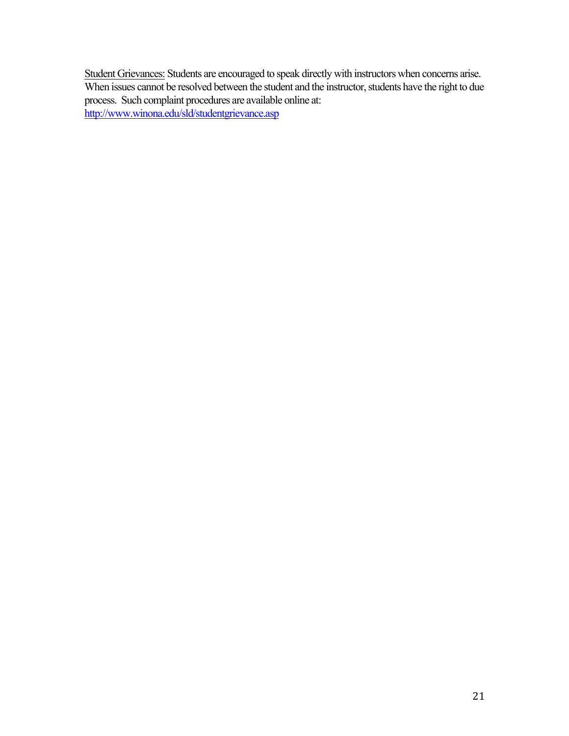Student Grievances: Students are encouraged to speak directly with instructors when concerns arise. When issues cannot be resolved between the student and the instructor, students have the right to due process. Such complaint procedures are available online at: http://www.winona.edu/sld/studentgrievance.asp